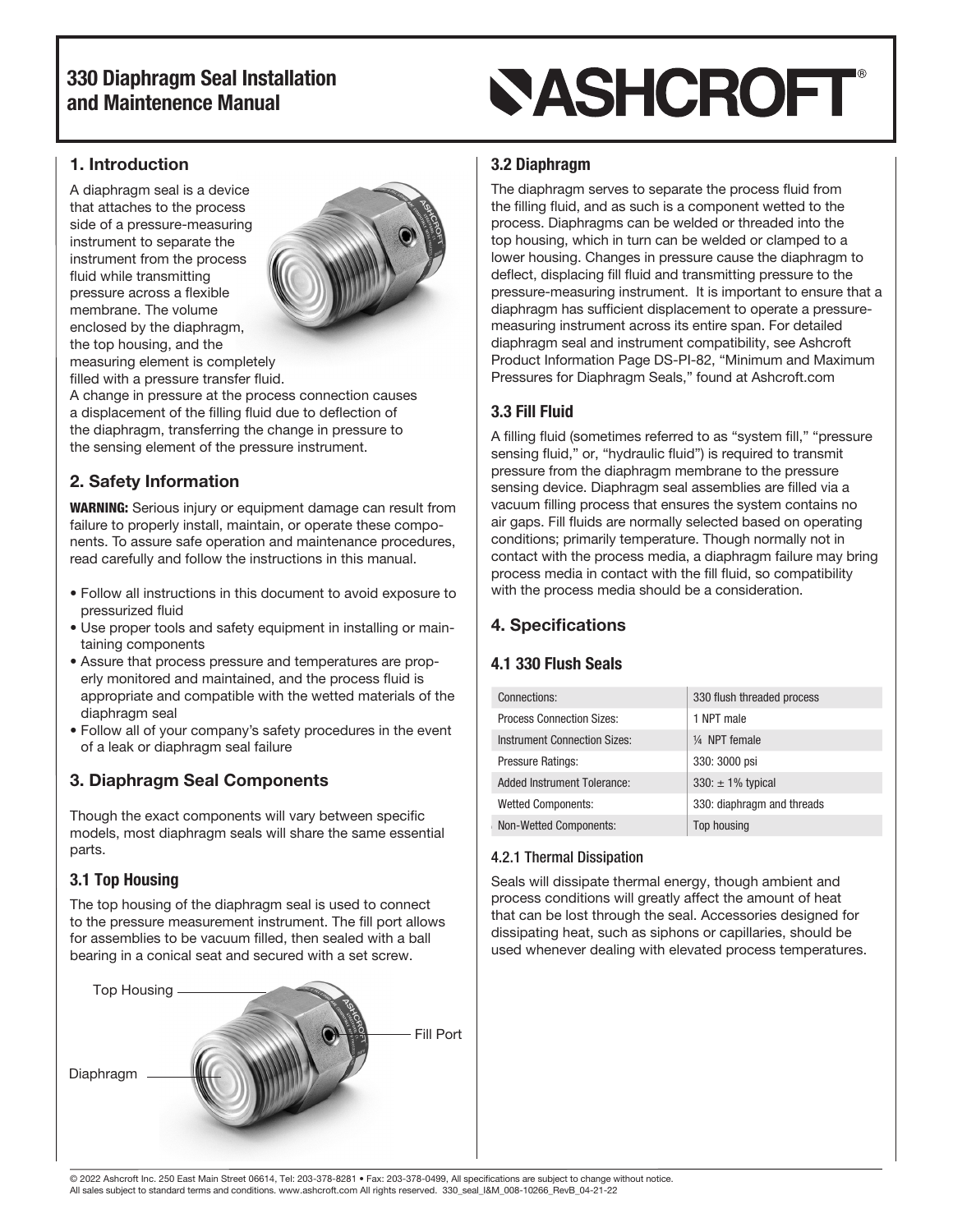# 330 Diaphragm Seal Installation and Maintenence Manual

ASHCROFT®

## 1. Introduction

A diaphragm seal is a device that attaches to the process side of a pressure-measuring instrument to separate the instrument from the process fluid while transmitting pressure across a flexible membrane. The volume enclosed by the diaphragm, the top housing, and the measuring element is completely filled with a pressure transfer fluid.

A change in pressure at the process connection causes a displacement of the filling fluid due to deflection of the diaphragm, transferring the change in pressure to the sensing element of the pressure instrument.

## 2. Safety Information

**WARNING:** Serious injury or equipment damage can result from failure to properly install, maintain, or operate these components. To assure safe operation and maintenance procedures, read carefully and follow the instructions in this manual.

- Follow all instructions in this document to avoid exposure to pressurized fluid
- Use proper tools and safety equipment in installing or maintaining components
- Assure that process pressure and temperatures are properly monitored and maintained, and the process fluid is appropriate and compatible with the wetted materials of the diaphragm seal
- Follow all of your company's safety procedures in the event of a leak or diaphragm seal failure

## 3. Diaphragm Seal Components

Though the exact components will vary between specific models, most diaphragm seals will share the same essential parts.

### 3.1 Top Housing

The top housing of the diaphragm seal is used to connect to the pressure measurement instrument. The fill port allows for assemblies to be vacuum filled, then sealed with a ball bearing in a conical seat and secured with a set screw.

Top Housing

Fill Port

Diaphragm

### 3.2 Diaphragm

The diaphragm serves to separate the process fluid from the filling fluid, and as such is a component wetted to the process. Diaphragms can be welded or threaded into the top housing, which in turn can be welded or clamped to a lower housing. Changes in pressure cause the diaphragm to deflect, displacing fill fluid and transmitting pressure to the pressure-measuring instrument. It is important to ensure that a diaphragm has sufficient displacement to operate a pressure-measuring instrument across its entire span. For detailed diaphragm seal and instrument compatibility, see Ashcroft Product Information Page DS-PI-82, "Minimum and Maximum Pressures for Diaphragm Seals," found at Ashcroft.com

### 3.3 Fill Fluid

A filling fluid (sometimes referred to as "system fill," "pressure sensing fluid," or, "hydraulic fluid") is required to transmit pressure from the diaphragm membrane to the pressure sensing device. Diaphragm seal assemblies are filled via a vacuum filling process that ensures the system contains no air gaps. Fill fluids are normally selected based on operating conditions; primarily temperature. Though normally not in contact with the process media, a diaphragm failure may bring process media in contact with the fill fluid, so compatibility with the process media should be a consideration.

## 4. Specifications

### 4.1 330 Flush Seals

| | |
|---|---|
| Connections: | 330 flush threaded process |
| Process Connection Sizes: | 1 NPT male |
| Instrument Connection Sizes: | ¼ NPT female |
| Pressure Ratings: | 330: 3000 psi |
| Added Instrument Tolerance: | 330: ± 1% typical |
| Wetted Components: | 330: diaphragm and threads |
| Non-Wetted Components: | Top housing |

#### 4.2.1 Thermal Dissipation

Seals will dissipate thermal energy, though ambient and process conditions will greatly affect the amount of heat that can be lost through the seal. Accessories designed for dissipating heat, such as siphons or capillaries, should be used whenever dealing with elevated process temperatures.

© 2022 Ashcroft Inc. 250 East Main Street 06614, Tel: 203-378-8281 • Fax: 203-378-0499, All specifications are subject to change without notice. All sales subject to standard terms and conditions. www.ashcroft.com All rights reserved. 330_seal_I&M_008-10266_RevB_04-21-22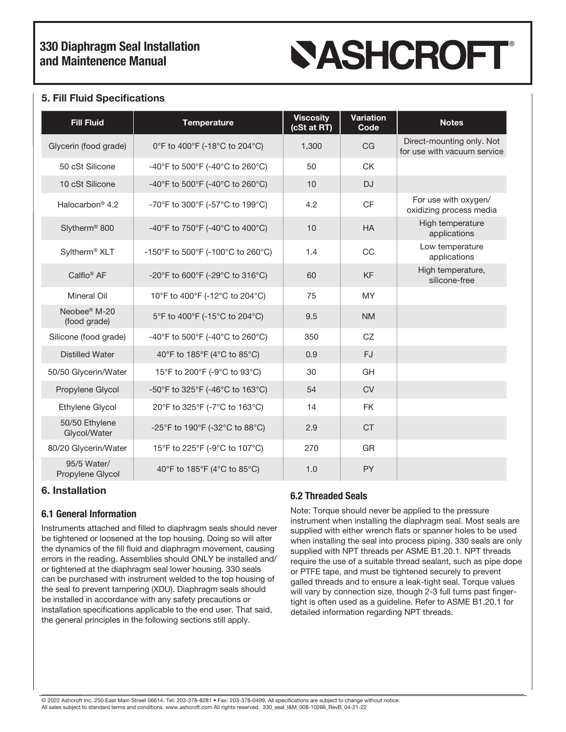## 5. Fill Fluid Specifications

| Fill Fluid | Temperature | Viscosity (cSt at RT) | Variation Code | Notes |
|---|---|---|---|---|
| Glycerin (food grade) | 0°F to 400°F (-18°C to 204°C) | 1,300 | CG | Direct-mounting only. Not for use with vacuum service |
| 50 cSt Silicone | -40°F to 500°F (-40°C to 260°C) | 50 | CK | |
| 10 cSt Silicone | -40°F to 500°F (-40°C to 260°C) | 10 | DJ | |
| Halocarbon® 4.2 | -70°F to 300°F (-57°C to 199°C) | 4.2 | CF | For use with oxygen/ oxidizing process media |
| Slytherm® 800 | -40°F to 750°F (-40°C to 400°C) | 10 | HA | High temperature applications |
| Syltherm® XLT | -150°F to 500°F (-100°C to 260°C) | 1.4 | CC | Low temperature applications |
| Calflo® AF | -20°F to 600°F (-29°C to 316°C) | 60 | KF | High temperature, silicone-free |
| Mineral Oil | 10°F to 400°F (-12°C to 204°C) | 75 | MY | |
| Neobee® M-20 (food grade) | 5°F to 400°F (-15°C to 204°C) | 9.5 | NM | |
| Silicone (food grade) | -40°F to 500°F (-40°C to 260°C) | 350 | CZ | |
| Distilled Water | 40°F to 185°F (4°C to 85°C) | 0.9 | FJ | |
| 50/50 Glycerin/Water | 15°F to 200°F (-9°C to 93°C) | 30 | GH | |
| Propylene Glycol | -50°F to 325°F (-46°C to 163°C) | 54 | CV | |
| Ethylene Glycol | 20°F to 325°F (-7°C to 163°C) | 14 | FK | |
| 50/50 Ethylene Glycol/Water | -25°F to 190°F (-32°C to 88°C) | 2.9 | CT | |
| 80/20 Glycerin/Water | 15°F to 225°F (-9°C to 107°C) | 270 | GR | |
| 95/5 Water/ Propylene Glycol | 40°F to 185°F (4°C to 85°C) | 1.0 | PY | |

## 6. Installation

### 6.1 General Information

Instruments attached and filled to diaphragm seals should never be tightened or loosened at the top housing. Doing so will alter the dynamics of the fill fluid and diaphragm movement, causing errors in the reading. Assemblies should ONLY be installed and/ or tightened at the diaphragm seal lower housing. 330 seals can be purchased with instrument welded to the top housing of the seal to prevent tampering (XDU). Diaphragm seals should be installed in accordance with any safety precautions or installation specifications applicable to the end user. That said, the general principles in the following sections still apply.

### 6.2 Threaded Seals

Note: Torque should never be applied to the pressure instrument when installing the diaphragm seal. Most seals are supplied with either wrench flats or spanner holes to be used when installing the seal into process piping. 330 seals are only supplied with NPT threads per ASME B1.20.1. NPT threads require the use of a suitable thread sealant, such as pipe dope or PTFE tape, and must be tightened securely to prevent galled threads and to ensure a leak-tight seal. Torque values will vary by connection size, though 2-3 full turns past finger-tight is often used as a guideline. Refer to ASME B1.20.1 for detailed information regarding NPT threads.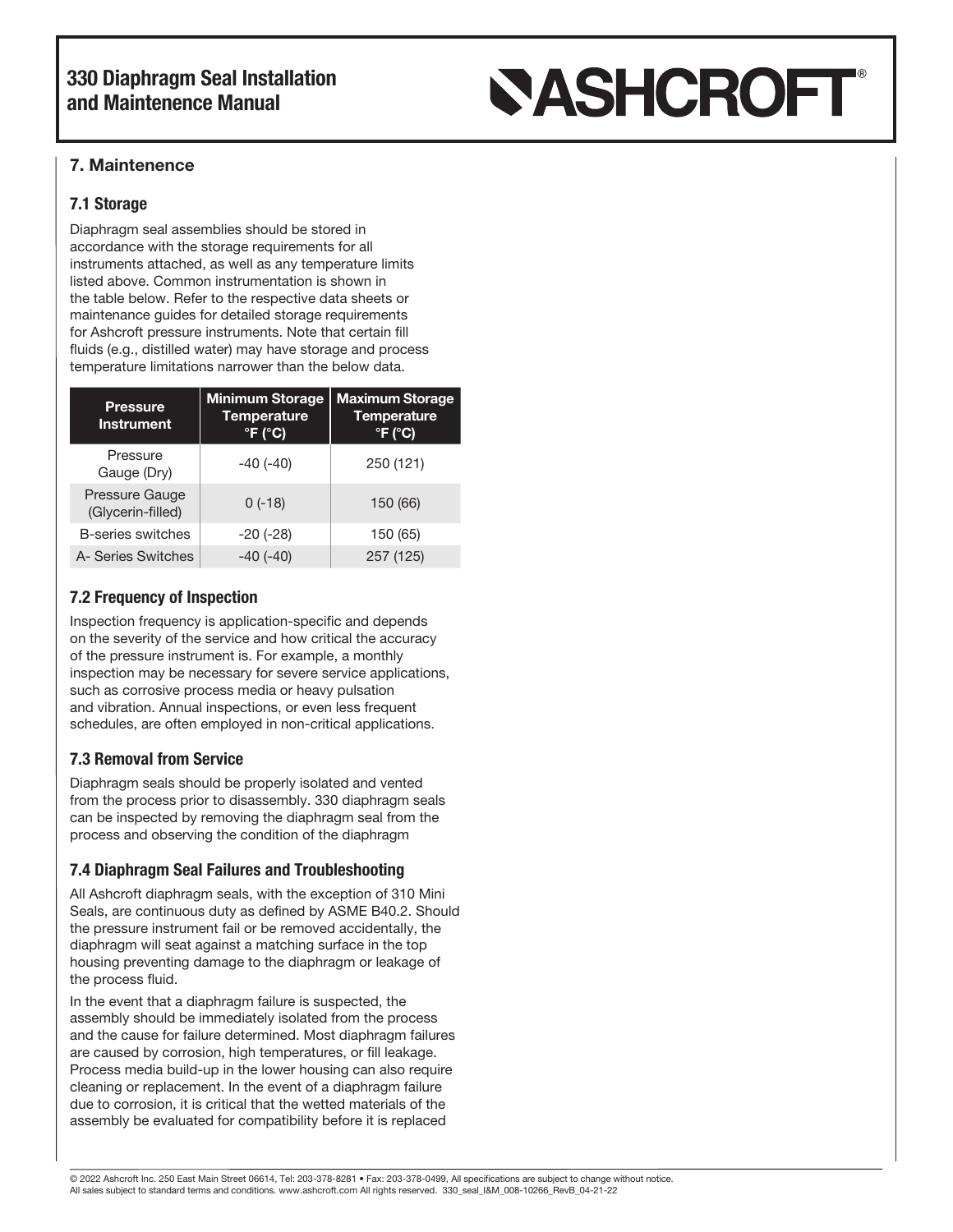## 7. Maintenence

### 7.1 Storage

Diaphragm seal assemblies should be stored in accordance with the storage requirements for all instruments attached, as well as any temperature limits listed above. Common instrumentation is shown in the table below. Refer to the respective data sheets or maintenance guides for detailed storage requirements for Ashcroft pressure instruments. Note that certain fill fluids (e.g., distilled water) may have storage and process temperature limitations narrower than the below data.

| Pressure Instrument | Minimum Storage Temperature °F (°C) | Maximum Storage Temperature °F (°C) |
|---|---|---|
| Pressure Gauge (Dry) | -40 (-40) | 250 (121) |
| Pressure Gauge (Glycerin-filled) | 0 (-18) | 150 (66) |
| B-series switches | -20 (-28) | 150 (65) |
| A- Series Switches | -40 (-40) | 257 (125) |

### 7.2 Frequency of Inspection

Inspection frequency is application-specific and depends on the severity of the service and how critical the accuracy of the pressure instrument is. For example, a monthly inspection may be necessary for severe service applications, such as corrosive process media or heavy pulsation and vibration. Annual inspections, or even less frequent schedules, are often employed in non-critical applications.

### 7.3 Removal from Service

Diaphragm seals should be properly isolated and vented from the process prior to disassembly. 330 diaphragm seals can be inspected by removing the diaphragm seal from the process and observing the condition of the diaphragm

### 7.4 Diaphragm Seal Failures and Troubleshooting

All Ashcroft diaphragm seals, with the exception of 310 Mini Seals, are continuous duty as defined by ASME B40.2. Should the pressure instrument fail or be removed accidentally, the diaphragm will seat against a matching surface in the top housing preventing damage to the diaphragm or leakage of the process fluid.

In the event that a diaphragm failure is suspected, the assembly should be immediately isolated from the process and the cause for failure determined. Most diaphragm failures are caused by corrosion, high temperatures, or fill leakage. Process media build-up in the lower housing can also require cleaning or replacement. In the event of a diaphragm failure due to corrosion, it is critical that the wetted materials of the assembly be evaluated for compatibility before it is replaced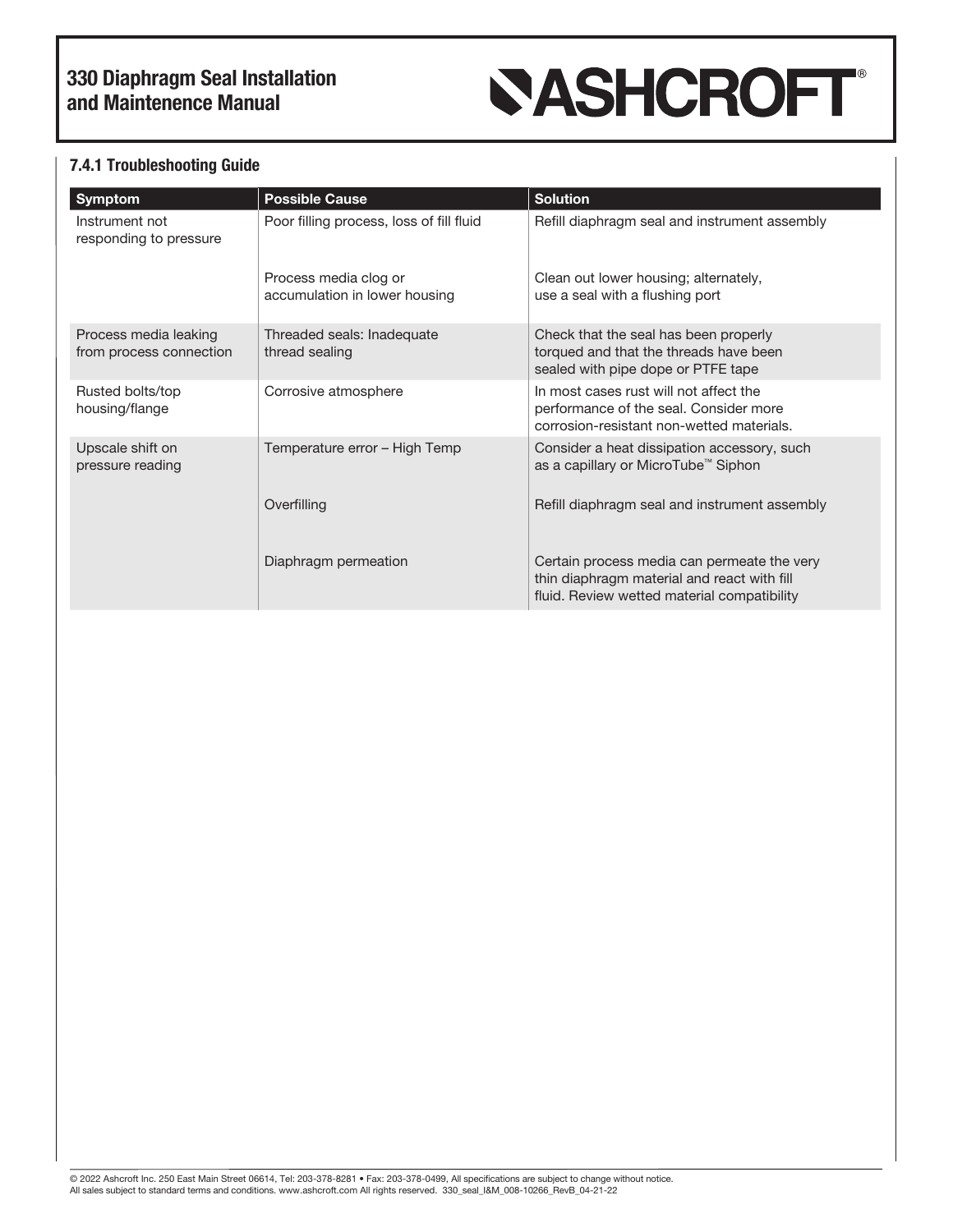### 7.4.1 Troubleshooting Guide

| Symptom | Possible Cause | Solution |
|---|---|---|
| Instrument not responding to pressure | Poor filling process, loss of fill fluid | Refill diaphragm seal and instrument assembly |
| | Process media clog or accumulation in lower housing | Clean out lower housing; alternately, use a seal with a flushing port |
| Process media leaking from process connection | Threaded seals: Inadequate thread sealing | Check that the seal has been properly torqued and that the threads have been sealed with pipe dope or PTFE tape |
| Rusted bolts/top housing/flange | Corrosive atmosphere | In most cases rust will not affect the performance of the seal. Consider more corrosion-resistant non-wetted materials. |
| Upscale shift on pressure reading | Temperature error – High Temp | Consider a heat dissipation accessory, such as a capillary or MicroTube™ Siphon |
| | Overfilling | Refill diaphragm seal and instrument assembly |
| | Diaphragm permeation | Certain process media can permeate the very thin diaphragm material and react with fill fluid. Review wetted material compatibility |